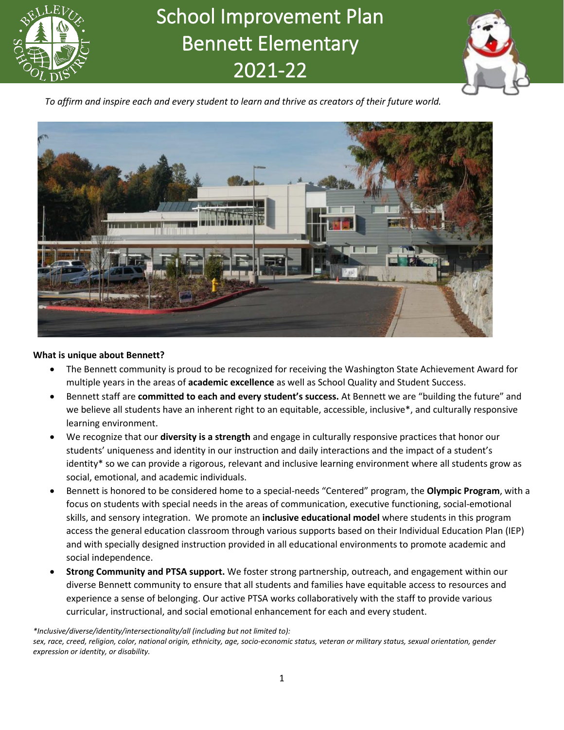# School Improvement Plan
# Bennett Elementary
# 2021-22

*To affirm and inspire each and every student to learn and thrive as creators of their future world.*

**What is unique about Bennett?**

- The Bennett community is proud to be recognized for receiving the Washington State Achievement Award for multiple years in the areas of **academic excellence** as well as School Quality and Student Success.
- Bennett staff are **committed to each and every student's success.** At Bennett we are "building the future" and we believe all students have an inherent right to an equitable, accessible, inclusive*, and culturally responsive learning environment.
- We recognize that our **diversity is a strength** and engage in culturally responsive practices that honor our students' uniqueness and identity in our instruction and daily interactions and the impact of a student's identity* so we can provide a rigorous, relevant and inclusive learning environment where all students grow as social, emotional, and academic individuals.
- Bennett is honored to be considered home to a special-needs "Centered" program, the **Olympic Program**, with a focus on students with special needs in the areas of communication, executive functioning, social-emotional skills, and sensory integration. We promote an **inclusive educational model** where students in this program access the general education classroom through various supports based on their Individual Education Plan (IEP) and with specially designed instruction provided in all educational environments to promote academic and social independence.
- **Strong Community and PTSA support.** We foster strong partnership, outreach, and engagement within our diverse Bennett community to ensure that all students and families have equitable access to resources and experience a sense of belonging. Our active PTSA works collaboratively with the staff to provide various curricular, instructional, and social emotional enhancement for each and every student.

*\*Inclusive/diverse/identity/intersectionality/all (including but not limited to):*
*sex, race, creed, religion, color, national origin, ethnicity, age, socio-economic status, veteran or military status, sexual orientation, gender expression or identity, or disability.*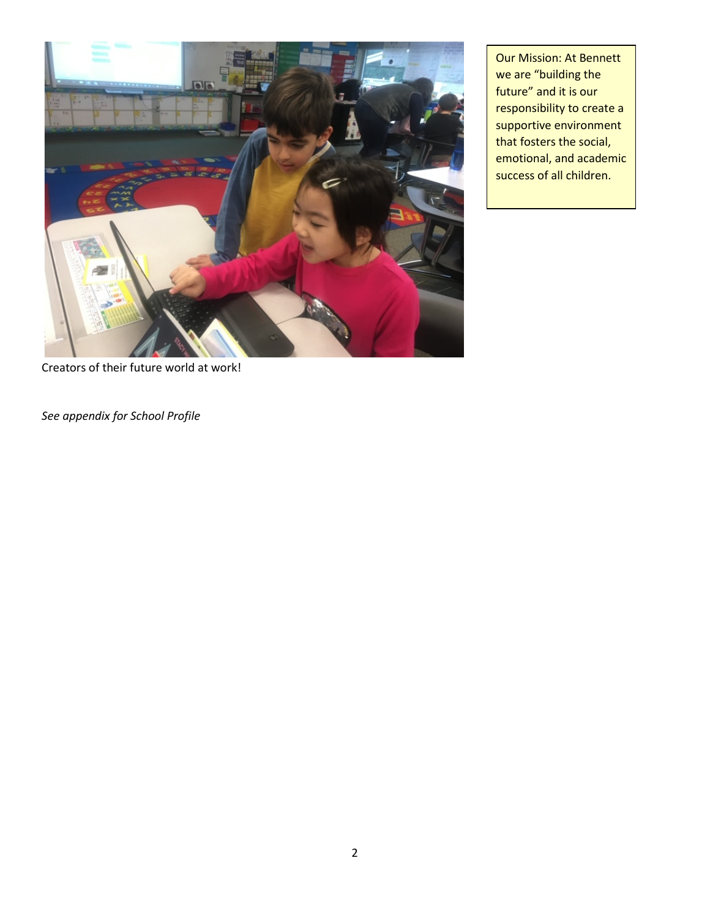Our Mission: At Bennett we are "building the future" and it is our responsibility to create a supportive environment that fosters the social, emotional, and academic success of all children.

Creators of their future world at work!

*See appendix for School Profile*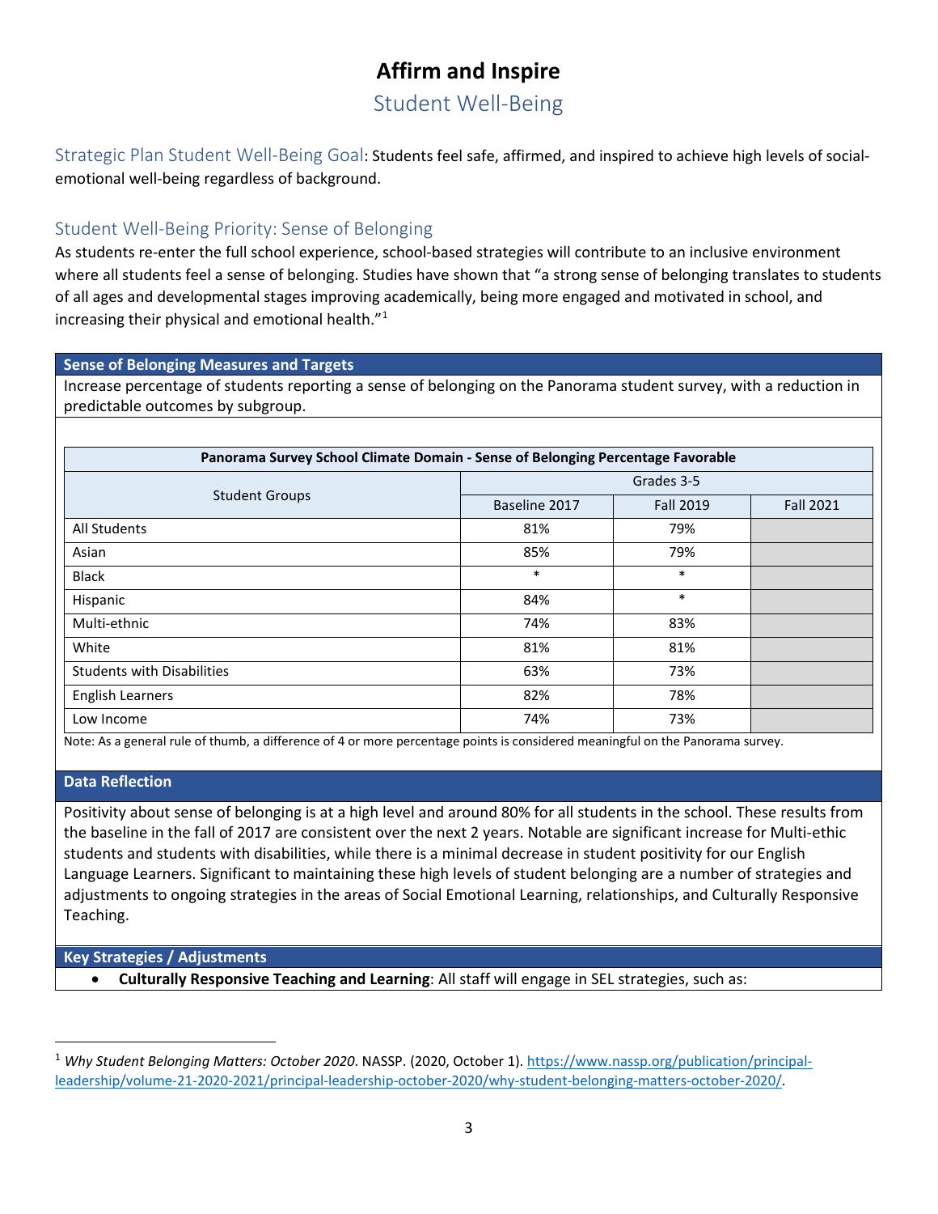# Affirm and Inspire

## Student Well-Being

Strategic Plan Student Well-Being Goal: Students feel safe, affirmed, and inspired to achieve high levels of social-emotional well-being regardless of background.

### Student Well-Being Priority: Sense of Belonging

As students re-enter the full school experience, school-based strategies will contribute to an inclusive environment where all students feel a sense of belonging. Studies have shown that "a strong sense of belonging translates to students of all ages and developmental stages improving academically, being more engaged and motivated in school, and increasing their physical and emotional health."[1]

**Sense of Belonging Measures and Targets**

Increase percentage of students reporting a sense of belonging on the Panorama student survey, with a reduction in predictable outcomes by subgroup.

**Panorama Survey School Climate Domain - Sense of Belonging Percentage Favorable**

| Student Groups | Grades 3-5 | | |
|---|---|---|---|
| | Baseline 2017 | Fall 2019 | Fall 2021 |
| All Students | 81% | 79% | |
| Asian | 85% | 79% | |
| Black | * | * | |
| Hispanic | 84% | * | |
| Multi-ethnic | 74% | 83% | |
| White | 81% | 81% | |
| Students with Disabilities | 63% | 73% | |
| English Learners | 82% | 78% | |
| Low Income | 74% | 73% | |

Note: As a general rule of thumb, a difference of 4 or more percentage points is considered meaningful on the Panorama survey.

**Data Reflection**

Positivity about sense of belonging is at a high level and around 80% for all students in the school. These results from the baseline in the fall of 2017 are consistent over the next 2 years. Notable are significant increase for Multi-ethic students and students with disabilities, while there is a minimal decrease in student positivity for our English Language Learners. Significant to maintaining these high levels of student belonging are a number of strategies and adjustments to ongoing strategies in the areas of Social Emotional Learning, relationships, and Culturally Responsive Teaching.

**Key Strategies / Adjustments**

- **Culturally Responsive Teaching and Learning**: All staff will engage in SEL strategies, such as:

[1] *Why Student Belonging Matters: October 2020*. NASSP. (2020, October 1). https://www.nassp.org/publication/principal-leadership/volume-21-2020-2021/principal-leadership-october-2020/why-student-belonging-matters-october-2020/.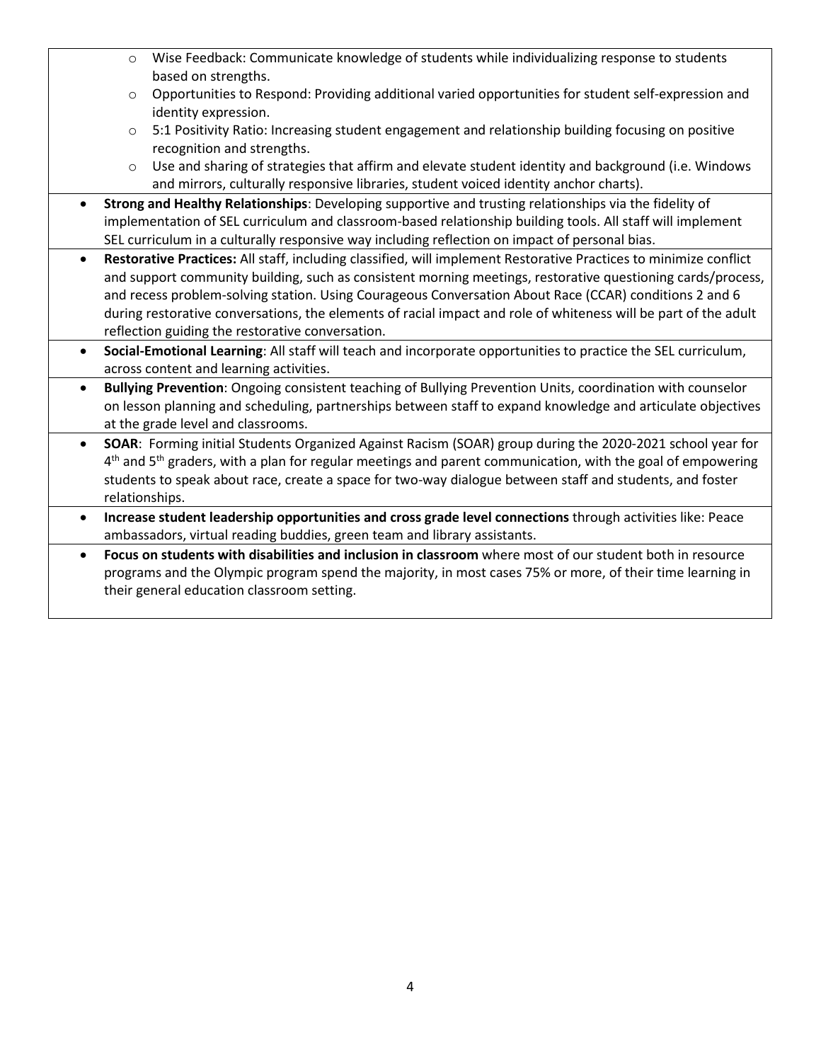- Wise Feedback: Communicate knowledge of students while individualizing response to students based on strengths.
- Opportunities to Respond: Providing additional varied opportunities for student self-expression and identity expression.
- 5:1 Positivity Ratio: Increasing student engagement and relationship building focusing on positive recognition and strengths.
- Use and sharing of strategies that affirm and elevate student identity and background (i.e. Windows and mirrors, culturally responsive libraries, student voiced identity anchor charts).

- **Strong and Healthy Relationships**: Developing supportive and trusting relationships via the fidelity of implementation of SEL curriculum and classroom-based relationship building tools. All staff will implement SEL curriculum in a culturally responsive way including reflection on impact of personal bias.
- **Restorative Practices:** All staff, including classified, will implement Restorative Practices to minimize conflict and support community building, such as consistent morning meetings, restorative questioning cards/process, and recess problem-solving station. Using Courageous Conversation About Race (CCAR) conditions 2 and 6 during restorative conversations, the elements of racial impact and role of whiteness will be part of the adult reflection guiding the restorative conversation.
- **Social-Emotional Learning**: All staff will teach and incorporate opportunities to practice the SEL curriculum, across content and learning activities.
- **Bullying Prevention**: Ongoing consistent teaching of Bullying Prevention Units, coordination with counselor on lesson planning and scheduling, partnerships between staff to expand knowledge and articulate objectives at the grade level and classrooms.
- **SOAR**: Forming initial Students Organized Against Racism (SOAR) group during the 2020-2021 school year for 4th and 5th graders, with a plan for regular meetings and parent communication, with the goal of empowering students to speak about race, create a space for two-way dialogue between staff and students, and foster relationships.
- **Increase student leadership opportunities and cross grade level connections** through activities like: Peace ambassadors, virtual reading buddies, green team and library assistants.
- **Focus on students with disabilities and inclusion in classroom** where most of our student both in resource programs and the Olympic program spend the majority, in most cases 75% or more, of their time learning in their general education classroom setting.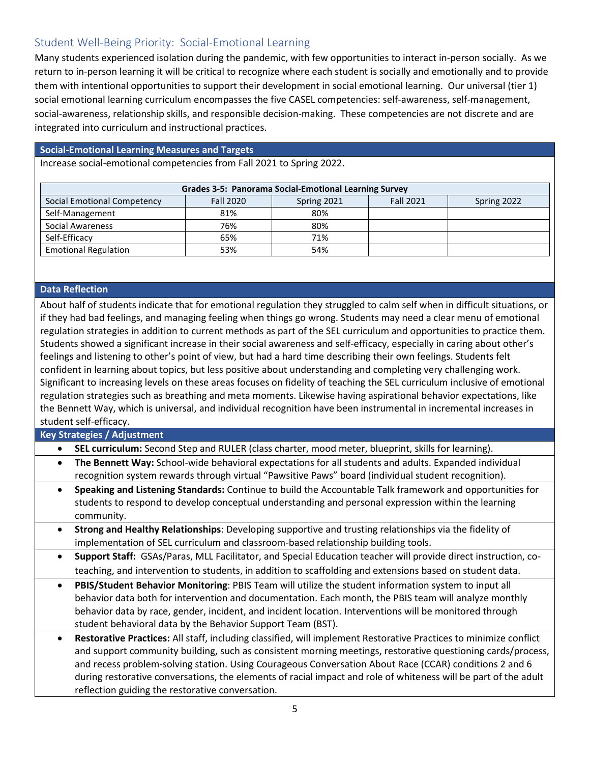## Student Well-Being Priority: Social-Emotional Learning

Many students experienced isolation during the pandemic, with few opportunities to interact in-person socially. As we return to in-person learning it will be critical to recognize where each student is socially and emotionally and to provide them with intentional opportunities to support their development in social emotional learning. Our universal (tier 1) social emotional learning curriculum encompasses the five CASEL competencies: self-awareness, self-management, social-awareness, relationship skills, and responsible decision-making. These competencies are not discrete and are integrated into curriculum and instructional practices.

### Social-Emotional Learning Measures and Targets

Increase social-emotional competencies from Fall 2021 to Spring 2022.

| Grades 3-5: Panorama Social-Emotional Learning Survey | | | | |
|---|---|---|---|---|
| Social Emotional Competency | Fall 2020 | Spring 2021 | Fall 2021 | Spring 2022 |
| Self-Management | 81% | 80% | | |
| Social Awareness | 76% | 80% | | |
| Self-Efficacy | 65% | 71% | | |
| Emotional Regulation | 53% | 54% | | |

### Data Reflection

About half of students indicate that for emotional regulation they struggled to calm self when in difficult situations, or if they had bad feelings, and managing feeling when things go wrong. Students may need a clear menu of emotional regulation strategies in addition to current methods as part of the SEL curriculum and opportunities to practice them. Students showed a significant increase in their social awareness and self-efficacy, especially in caring about other's feelings and listening to other's point of view, but had a hard time describing their own feelings. Students felt confident in learning about topics, but less positive about understanding and completing very challenging work. Significant to increasing levels on these areas focuses on fidelity of teaching the SEL curriculum inclusive of emotional regulation strategies such as breathing and meta moments. Likewise having aspirational behavior expectations, like the Bennett Way, which is universal, and individual recognition have been instrumental in incremental increases in student self-efficacy.

### Key Strategies / Adjustment

- **SEL curriculum:** Second Step and RULER (class charter, mood meter, blueprint, skills for learning).
- **The Bennett Way:** School-wide behavioral expectations for all students and adults. Expanded individual recognition system rewards through virtual "Pawsitive Paws" board (individual student recognition).
- **Speaking and Listening Standards:** Continue to build the Accountable Talk framework and opportunities for students to respond to develop conceptual understanding and personal expression within the learning community.
- **Strong and Healthy Relationships**: Developing supportive and trusting relationships via the fidelity of implementation of SEL curriculum and classroom-based relationship building tools.
- **Support Staff:** GSAs/Paras, MLL Facilitator, and Special Education teacher will provide direct instruction, co-teaching, and intervention to students, in addition to scaffolding and extensions based on student data.
- **PBIS/Student Behavior Monitoring**: PBIS Team will utilize the student information system to input all behavior data both for intervention and documentation. Each month, the PBIS team will analyze monthly behavior data by race, gender, incident, and incident location. Interventions will be monitored through student behavioral data by the Behavior Support Team (BST).
- **Restorative Practices:** All staff, including classified, will implement Restorative Practices to minimize conflict and support community building, such as consistent morning meetings, restorative questioning cards/process, and recess problem-solving station. Using Courageous Conversation About Race (CCAR) conditions 2 and 6 during restorative conversations, the elements of racial impact and role of whiteness will be part of the adult reflection guiding the restorative conversation.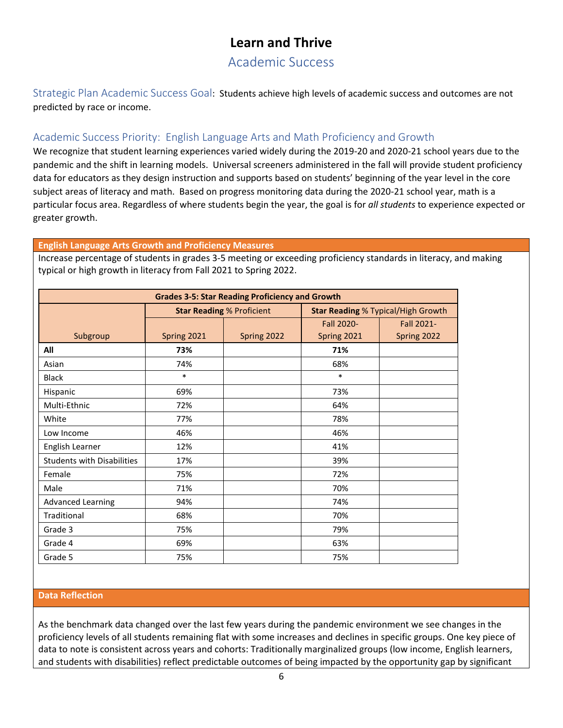# Learn and Thrive

## Academic Success

Strategic Plan Academic Success Goal: Students achieve high levels of academic success and outcomes are not predicted by race or income.

### Academic Success Priority: English Language Arts and Math Proficiency and Growth

We recognize that student learning experiences varied widely during the 2019-20 and 2020-21 school years due to the pandemic and the shift in learning models. Universal screeners administered in the fall will provide student proficiency data for educators as they design instruction and supports based on students' beginning of the year level in the core subject areas of literacy and math. Based on progress monitoring data during the 2020-21 school year, math is a particular focus area. Regardless of where students begin the year, the goal is for *all students* to experience expected or greater growth.

**English Language Arts Growth and Proficiency Measures**

Increase percentage of students in grades 3-5 meeting or exceeding proficiency standards in literacy, and making typical or high growth in literacy from Fall 2021 to Spring 2022.

| Grades 3-5: Star Reading Proficiency and Growth | | | | |
|---|---|---|---|---|
| | **Star Reading** % Proficient | | **Star Reading** % Typical/High Growth | |
| Subgroup | Spring 2021 | Spring 2022 | Fall 2020-Spring 2021 | Fall 2021-Spring 2022 |
| **All** | **73%** | | **71%** | |
| Asian | 74% | | 68% | |
| Black | * | | * | |
| Hispanic | 69% | | 73% | |
| Multi-Ethnic | 72% | | 64% | |
| White | 77% | | 78% | |
| Low Income | 46% | | 46% | |
| English Learner | 12% | | 41% | |
| Students with Disabilities | 17% | | 39% | |
| Female | 75% | | 72% | |
| Male | 71% | | 70% | |
| Advanced Learning | 94% | | 74% | |
| Traditional | 68% | | 70% | |
| Grade 3 | 75% | | 79% | |
| Grade 4 | 69% | | 63% | |
| Grade 5 | 75% | | 75% | |

**Data Reflection**

As the benchmark data changed over the last few years during the pandemic environment we see changes in the proficiency levels of all students remaining flat with some increases and declines in specific groups. One key piece of data to note is consistent across years and cohorts: Traditionally marginalized groups (low income, English learners, and students with disabilities) reflect predictable outcomes of being impacted by the opportunity gap by significant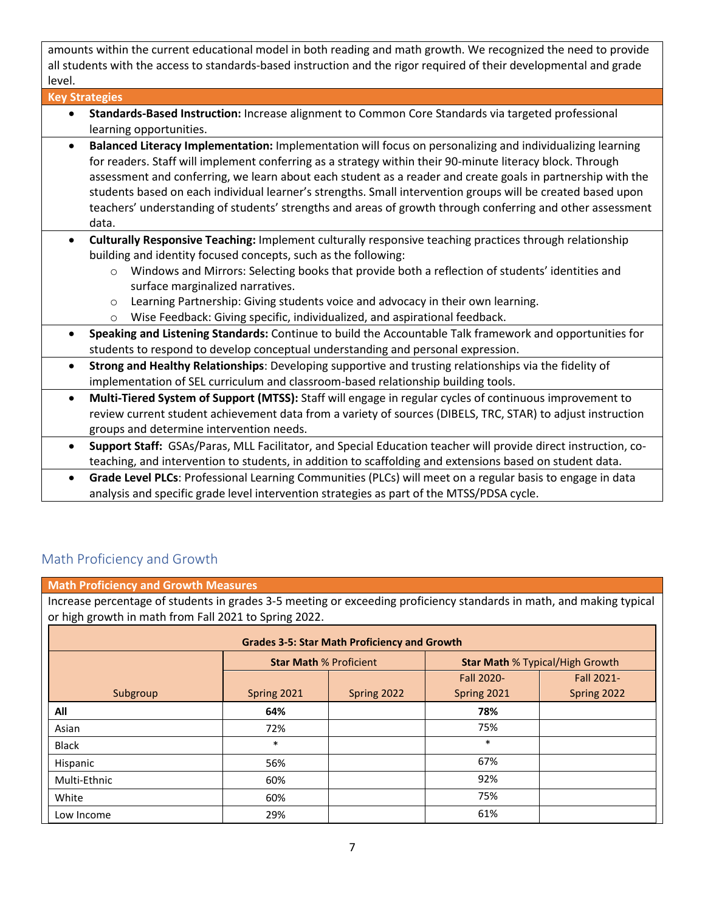amounts within the current educational model in both reading and math growth. We recognized the need to provide all students with the access to standards-based instruction and the rigor required of their developmental and grade level.

**Key Strategies**

- **Standards-Based Instruction:** Increase alignment to Common Core Standards via targeted professional learning opportunities.
- **Balanced Literacy Implementation:** Implementation will focus on personalizing and individualizing learning for readers. Staff will implement conferring as a strategy within their 90-minute literacy block. Through assessment and conferring, we learn about each student as a reader and create goals in partnership with the students based on each individual learner's strengths. Small intervention groups will be created based upon teachers' understanding of students' strengths and areas of growth through conferring and other assessment data.
- **Culturally Responsive Teaching:** Implement culturally responsive teaching practices through relationship building and identity focused concepts, such as the following:
  - Windows and Mirrors: Selecting books that provide both a reflection of students' identities and surface marginalized narratives.
  - Learning Partnership: Giving students voice and advocacy in their own learning.
  - Wise Feedback: Giving specific, individualized, and aspirational feedback.
- **Speaking and Listening Standards:** Continue to build the Accountable Talk framework and opportunities for students to respond to develop conceptual understanding and personal expression.
- **Strong and Healthy Relationships**: Developing supportive and trusting relationships via the fidelity of implementation of SEL curriculum and classroom-based relationship building tools.
- **Multi-Tiered System of Support (MTSS):** Staff will engage in regular cycles of continuous improvement to review current student achievement data from a variety of sources (DIBELS, TRC, STAR) to adjust instruction groups and determine intervention needs.
- **Support Staff:** GSAs/Paras, MLL Facilitator, and Special Education teacher will provide direct instruction, co-teaching, and intervention to students, in addition to scaffolding and extensions based on student data.
- **Grade Level PLCs**: Professional Learning Communities (PLCs) will meet on a regular basis to engage in data analysis and specific grade level intervention strategies as part of the MTSS/PDSA cycle.

## Math Proficiency and Growth

**Math Proficiency and Growth Measures**

Increase percentage of students in grades 3-5 meeting or exceeding proficiency standards in math, and making typical or high growth in math from Fall 2021 to Spring 2022.

**Grades 3-5: Star Math Proficiency and Growth**

| Subgroup | **Star Math** % Proficient | | **Star Math** % Typical/High Growth | |
|---|---|---|---|---|
| | Spring 2021 | Spring 2022 | Fall 2020-Spring 2021 | Fall 2021-Spring 2022 |
| **All** | **64%** | | **78%** | |
| Asian | 72% | | 75% | |
| Black | * | | * | |
| Hispanic | 56% | | 67% | |
| Multi-Ethnic | 60% | | 92% | |
| White | 60% | | 75% | |
| Low Income | 29% | | 61% | |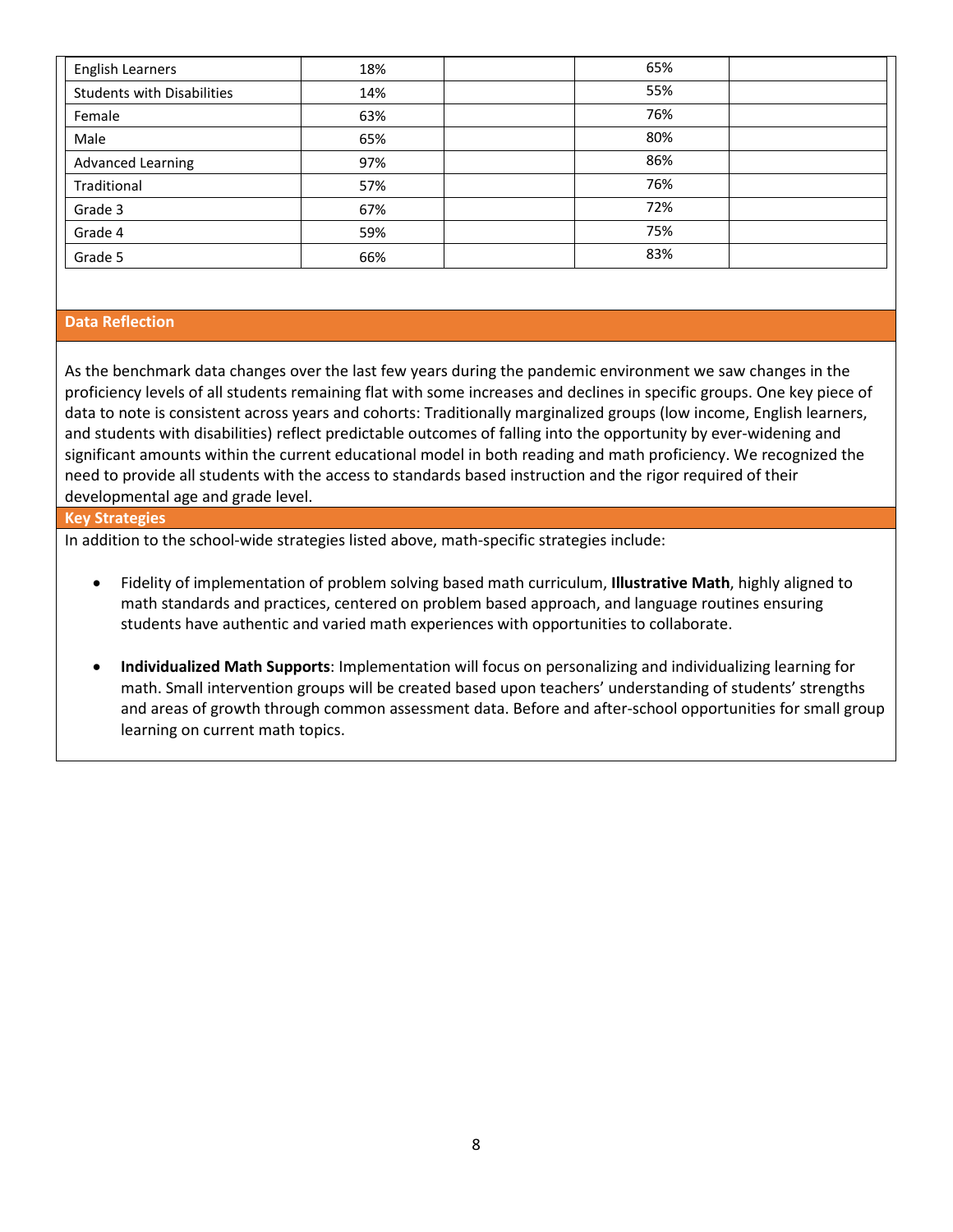| | | | | |
|---|---|---|---|---|
| English Learners | 18% | | 65% | |
| Students with Disabilities | 14% | | 55% | |
| Female | 63% | | 76% | |
| Male | 65% | | 80% | |
| Advanced Learning | 97% | | 86% | |
| Traditional | 57% | | 76% | |
| Grade 3 | 67% | | 72% | |
| Grade 4 | 59% | | 75% | |
| Grade 5 | 66% | | 83% | |

## Data Reflection

As the benchmark data changes over the last few years during the pandemic environment we saw changes in the proficiency levels of all students remaining flat with some increases and declines in specific groups. One key piece of data to note is consistent across years and cohorts: Traditionally marginalized groups (low income, English learners, and students with disabilities) reflect predictable outcomes of falling into the opportunity by ever-widening and significant amounts within the current educational model in both reading and math proficiency. We recognized the need to provide all students with the access to standards based instruction and the rigor required of their developmental age and grade level.

## Key Strategies

In addition to the school-wide strategies listed above, math-specific strategies include:

- Fidelity of implementation of problem solving based math curriculum, **Illustrative Math**, highly aligned to math standards and practices, centered on problem based approach, and language routines ensuring students have authentic and varied math experiences with opportunities to collaborate.

- **Individualized Math Supports**: Implementation will focus on personalizing and individualizing learning for math. Small intervention groups will be created based upon teachers' understanding of students' strengths and areas of growth through common assessment data. Before and after-school opportunities for small group learning on current math topics.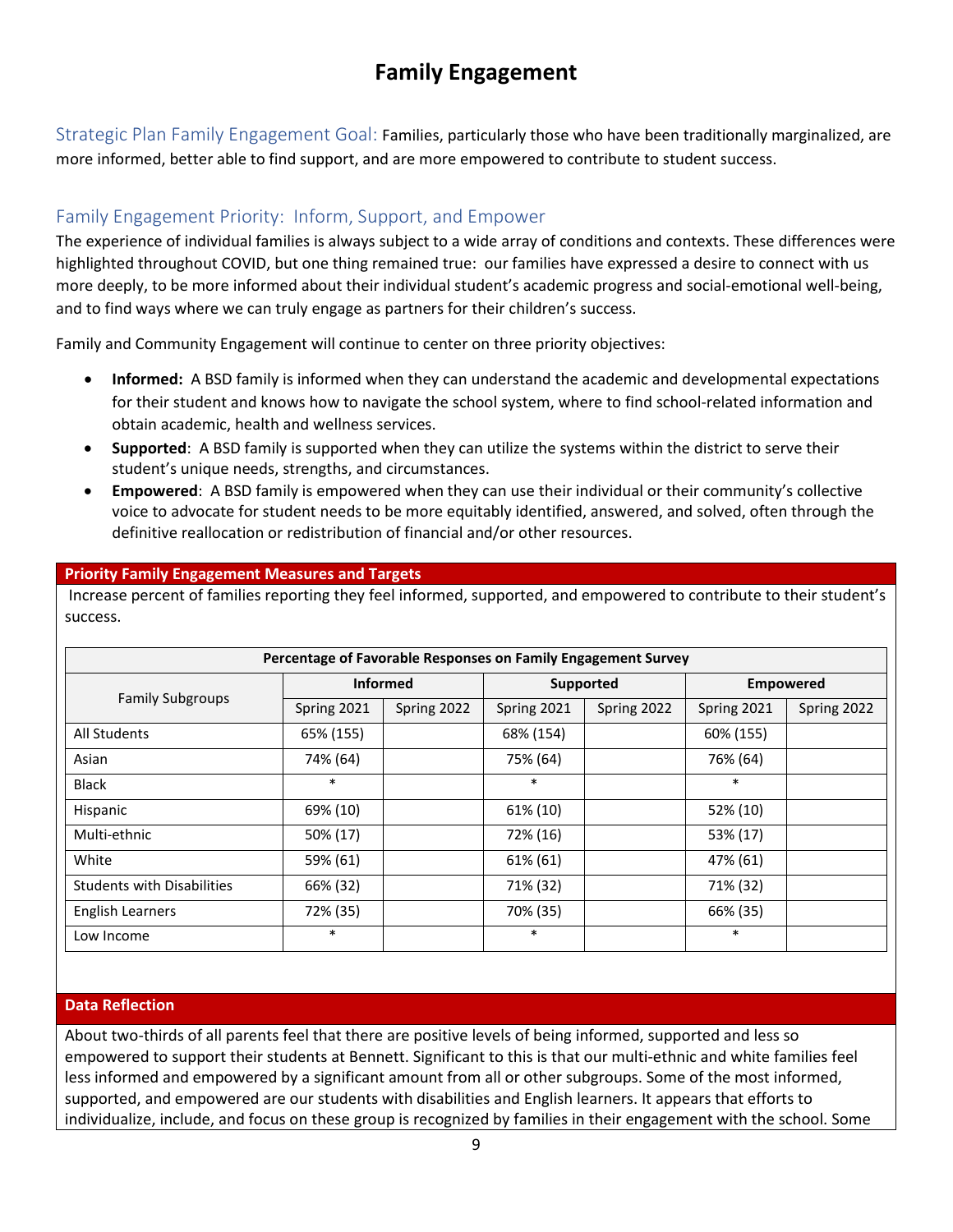# Family Engagement

## Strategic Plan Family Engagement Goal:

Families, particularly those who have been traditionally marginalized, are more informed, better able to find support, and are more empowered to contribute to student success.

## Family Engagement Priority: Inform, Support, and Empower

The experience of individual families is always subject to a wide array of conditions and contexts. These differences were highlighted throughout COVID, but one thing remained true: our families have expressed a desire to connect with us more deeply, to be more informed about their individual student's academic progress and social-emotional well-being, and to find ways where we can truly engage as partners for their children's success.

Family and Community Engagement will continue to center on three priority objectives:

- **Informed:** A BSD family is informed when they can understand the academic and developmental expectations for their student and knows how to navigate the school system, where to find school-related information and obtain academic, health and wellness services.
- **Supported**: A BSD family is supported when they can utilize the systems within the district to serve their student's unique needs, strengths, and circumstances.
- **Empowered**: A BSD family is empowered when they can use their individual or their community's collective voice to advocate for student needs to be more equitably identified, answered, and solved, often through the definitive reallocation or redistribution of financial and/or other resources.

**Priority Family Engagement Measures and Targets**

Increase percent of families reporting they feel informed, supported, and empowered to contribute to their student's success.

| Percentage of Favorable Responses on Family Engagement Survey | | | | | | |
|---|---|---|---|---|---|---|
| Family Subgroups | Informed | | Supported | | Empowered | |
| | Spring 2021 | Spring 2022 | Spring 2021 | Spring 2022 | Spring 2021 | Spring 2022 |
| All Students | 65% (155) | | 68% (154) | | 60% (155) | |
| Asian | 74% (64) | | 75% (64) | | 76% (64) | |
| Black | * | | * | | * | |
| Hispanic | 69% (10) | | 61% (10) | | 52% (10) | |
| Multi-ethnic | 50% (17) | | 72% (16) | | 53% (17) | |
| White | 59% (61) | | 61% (61) | | 47% (61) | |
| Students with Disabilities | 66% (32) | | 71% (32) | | 71% (32) | |
| English Learners | 72% (35) | | 70% (35) | | 66% (35) | |
| Low Income | * | | * | | * | |

**Data Reflection**

About two-thirds of all parents feel that there are positive levels of being informed, supported and less so empowered to support their students at Bennett. Significant to this is that our multi-ethnic and white families feel less informed and empowered by a significant amount from all or other subgroups. Some of the most informed, supported, and empowered are our students with disabilities and English learners. It appears that efforts to individualize, include, and focus on these group is recognized by families in their engagement with the school. Some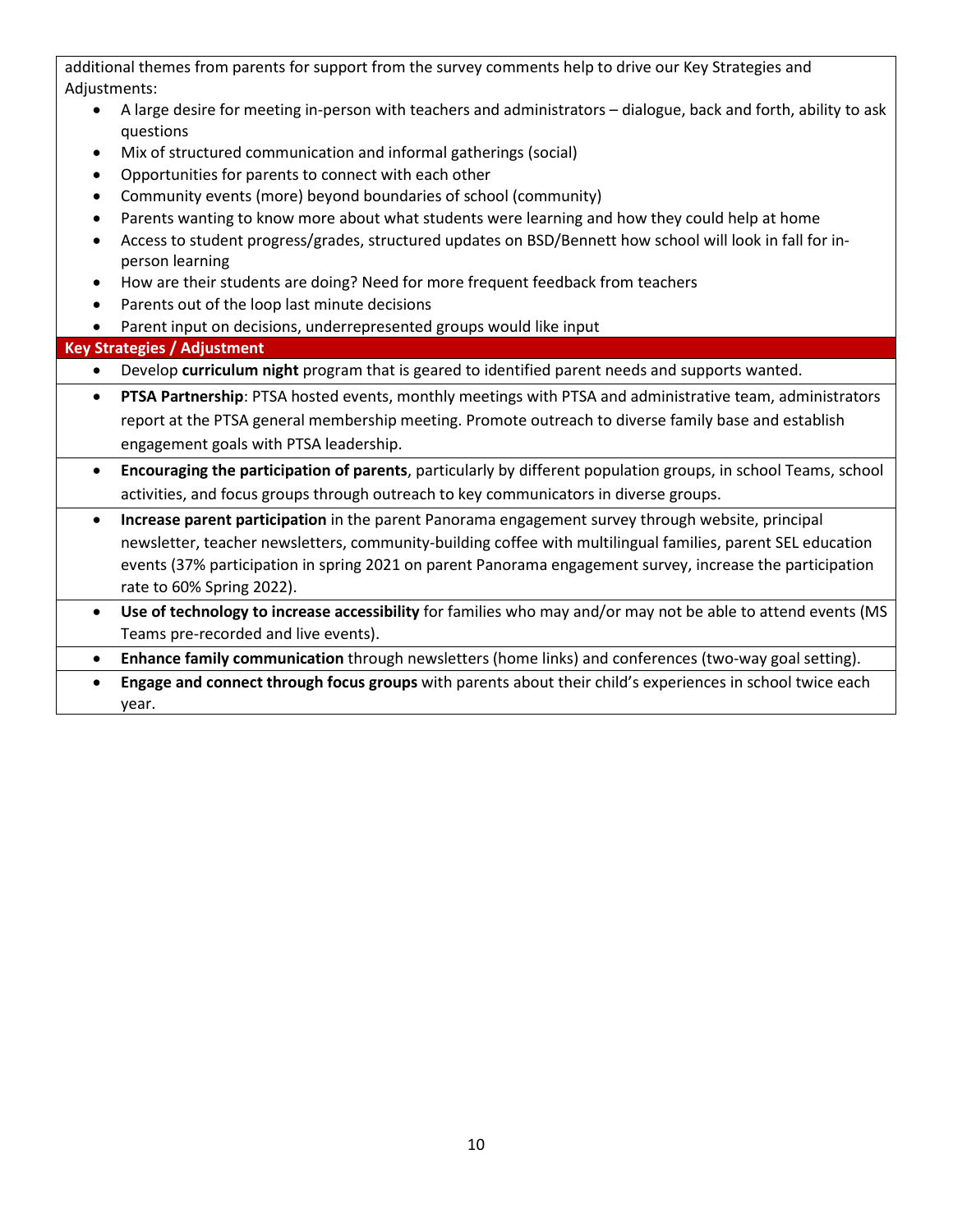additional themes from parents for support from the survey comments help to drive our Key Strategies and Adjustments:

- A large desire for meeting in-person with teachers and administrators – dialogue, back and forth, ability to ask questions
- Mix of structured communication and informal gatherings (social)
- Opportunities for parents to connect with each other
- Community events (more) beyond boundaries of school (community)
- Parents wanting to know more about what students were learning and how they could help at home
- Access to student progress/grades, structured updates on BSD/Bennett how school will look in fall for in-person learning
- How are their students are doing? Need for more frequent feedback from teachers
- Parents out of the loop last minute decisions
- Parent input on decisions, underrepresented groups would like input

**Key Strategies / Adjustment**

- Develop **curriculum night** program that is geared to identified parent needs and supports wanted.
- **PTSA Partnership**: PTSA hosted events, monthly meetings with PTSA and administrative team, administrators report at the PTSA general membership meeting. Promote outreach to diverse family base and establish engagement goals with PTSA leadership.
- **Encouraging the participation of parents**, particularly by different population groups, in school Teams, school activities, and focus groups through outreach to key communicators in diverse groups.
- **Increase parent participation** in the parent Panorama engagement survey through website, principal newsletter, teacher newsletters, community-building coffee with multilingual families, parent SEL education events (37% participation in spring 2021 on parent Panorama engagement survey, increase the participation rate to 60% Spring 2022).
- **Use of technology to increase accessibility** for families who may and/or may not be able to attend events (MS Teams pre-recorded and live events).
- **Enhance family communication** through newsletters (home links) and conferences (two-way goal setting).
- **Engage and connect through focus groups** with parents about their child's experiences in school twice each year.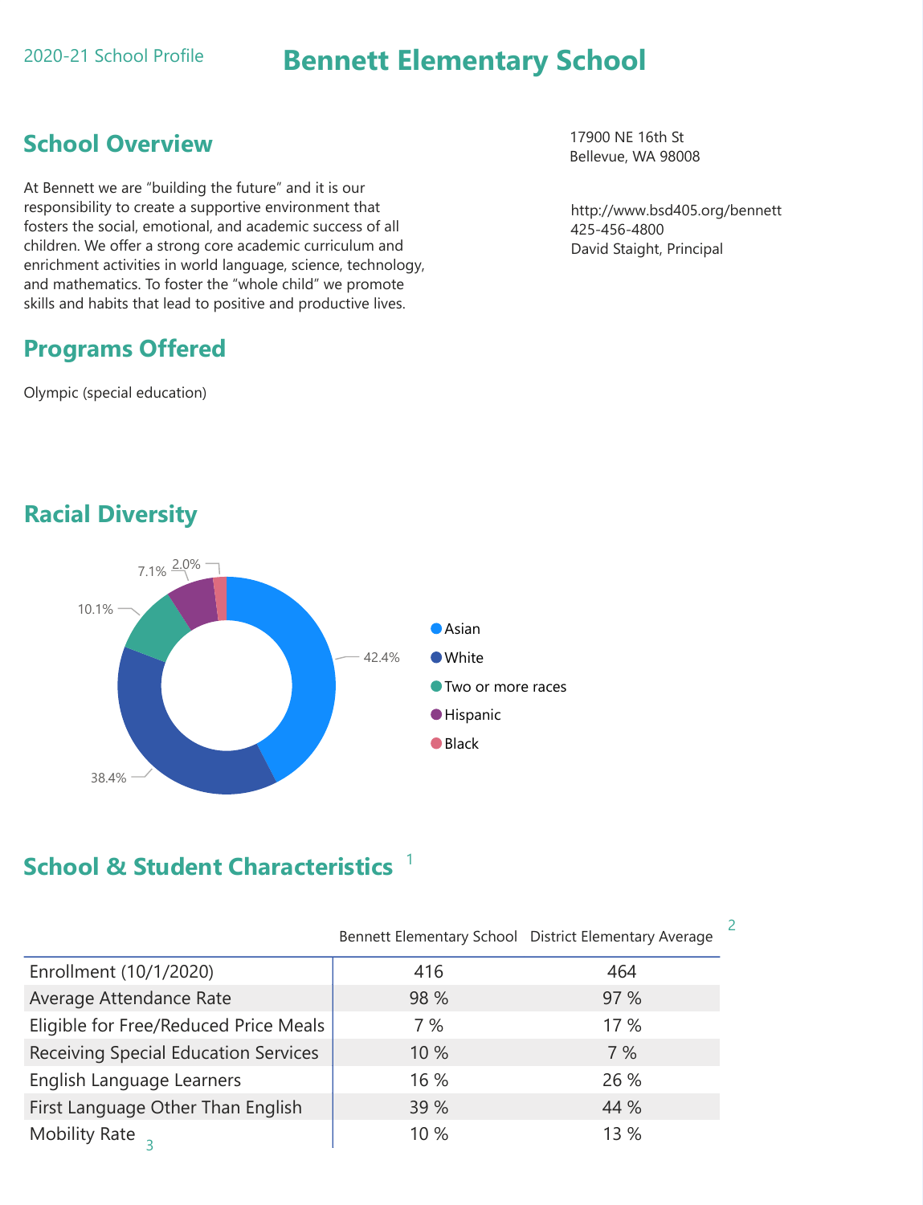2020-21 School Profile

# Bennett Elementary School

## School Overview

At Bennett we are "building the future" and it is our responsibility to create a supportive environment that fosters the social, emotional, and academic success of all children. We offer a strong core academic curriculum and enrichment activities in world language, science, technology, and mathematics. To foster the "whole child" we promote skills and habits that lead to positive and productive lives.

17900 NE 16th St
Bellevue, WA 98008

http://www.bsd405.org/bennett
425-456-4800
David Staight, Principal

## Programs Offered

Olympic (special education)

## Racial Diversity

- Asian: 42.4%
- White: 38.4%
- Two or more races: 10.1%
- Hispanic: 7.1%
- Black: 2.0%

## School & Student Characteristics [1]

| | Bennett Elementary School | District Elementary Average [2] |
|---|---|---|
| Enrollment (10/1/2020) | 416 | 464 |
| Average Attendance Rate | 98 % | 97 % |
| Eligible for Free/Reduced Price Meals | 7 % | 17 % |
| Receiving Special Education Services | 10 % | 7 % |
| English Language Learners | 16 % | 26 % |
| First Language Other Than English | 39 % | 44 % |
| Mobility Rate [3] | 10 % | 13 % |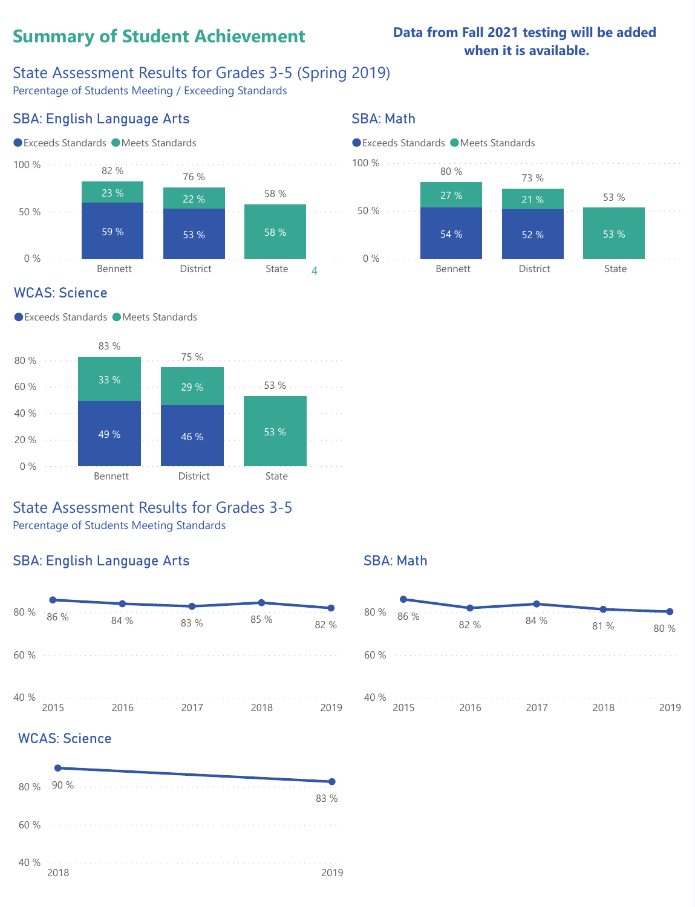## Summary of Student Achievement

**Data from Fall 2021 testing will be added when it is available.**

### State Assessment Results for Grades 3-5 (Spring 2019)

Percentage of Students Meeting / Exceeding Standards

#### SBA: English Language Arts

| | Exceeds Standards | Meets Standards | Total |
|---|---|---|---|
| Bennett | 59 % | 23 % | 82 % |
| District | 53 % | 22 % | 76 % |
| State | | 58 % | 58 % |

#### SBA: Math

| | Exceeds Standards | Meets Standards | Total |
|---|---|---|---|
| Bennett | 54 % | 27 % | 80 % |
| District | 52 % | 21 % | 73 % |
| State | | 53 % | 53 % |

#### WCAS: Science

| | Exceeds Standards | Meets Standards | Total |
|---|---|---|---|
| Bennett | 49 % | 33 % | 83 % |
| District | 46 % | 29 % | 75 % |
| State | | 53 % | 53 % |

### State Assessment Results for Grades 3-5

Percentage of Students Meeting Standards

#### SBA: English Language Arts

| 2015 | 2016 | 2017 | 2018 | 2019 |
|---|---|---|---|---|
| 86 % | 84 % | 83 % | 85 % | 82 % |

#### SBA: Math

| 2015 | 2016 | 2017 | 2018 | 2019 |
|---|---|---|---|---|
| 86 % | 82 % | 84 % | 81 % | 80 % |

#### WCAS: Science

| 2018 | 2019 |
|---|---|
| 90 % | 83 % |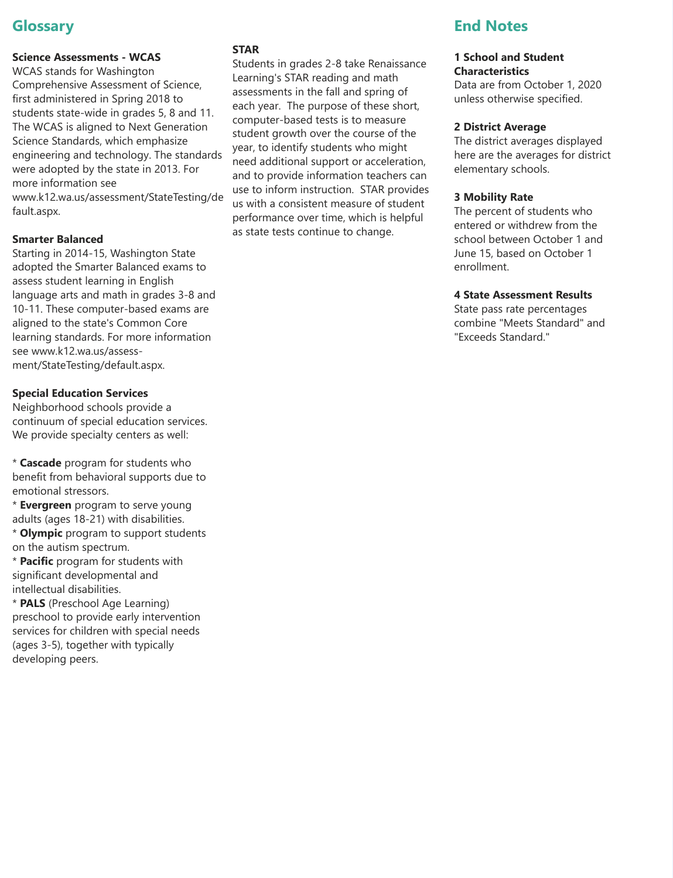## Glossary

**Science Assessments - WCAS**
WCAS stands for Washington Comprehensive Assessment of Science, first administered in Spring 2018 to students state-wide in grades 5, 8 and 11. The WCAS is aligned to Next Generation Science Standards, which emphasize engineering and technology. The standards were adopted by the state in 2013. For more information see www.k12.wa.us/assessment/StateTesting/default.aspx.

**Smarter Balanced**
Starting in 2014-15, Washington State adopted the Smarter Balanced exams to assess student learning in English language arts and math in grades 3-8 and 10-11. These computer-based exams are aligned to the state's Common Core learning standards. For more information see www.k12.wa.us/assessment/StateTesting/default.aspx.

**Special Education Services**
Neighborhood schools provide a continuum of special education services. We provide specialty centers as well:

* **Cascade** program for students who benefit from behavioral supports due to emotional stressors.
* **Evergreen** program to serve young adults (ages 18-21) with disabilities.
* **Olympic** program to support students on the autism spectrum.
* **Pacific** program for students with significant developmental and intellectual disabilities.
* **PALS** (Preschool Age Learning) preschool to provide early intervention services for children with special needs (ages 3-5), together with typically developing peers.

**STAR**
Students in grades 2-8 take Renaissance Learning's STAR reading and math assessments in the fall and spring of each year. The purpose of these short, computer-based tests is to measure student growth over the course of the year, to identify students who might need additional support or acceleration, and to provide information teachers can use to inform instruction. STAR provides us with a consistent measure of student performance over time, which is helpful as state tests continue to change.

## End Notes

**1 School and Student Characteristics**
Data are from October 1, 2020 unless otherwise specified.

**2 District Average**
The district averages displayed here are the averages for district elementary schools.

**3 Mobility Rate**
The percent of students who entered or withdrew from the school between October 1 and June 15, based on October 1 enrollment.

**4 State Assessment Results**
State pass rate percentages combine "Meets Standard" and "Exceeds Standard."